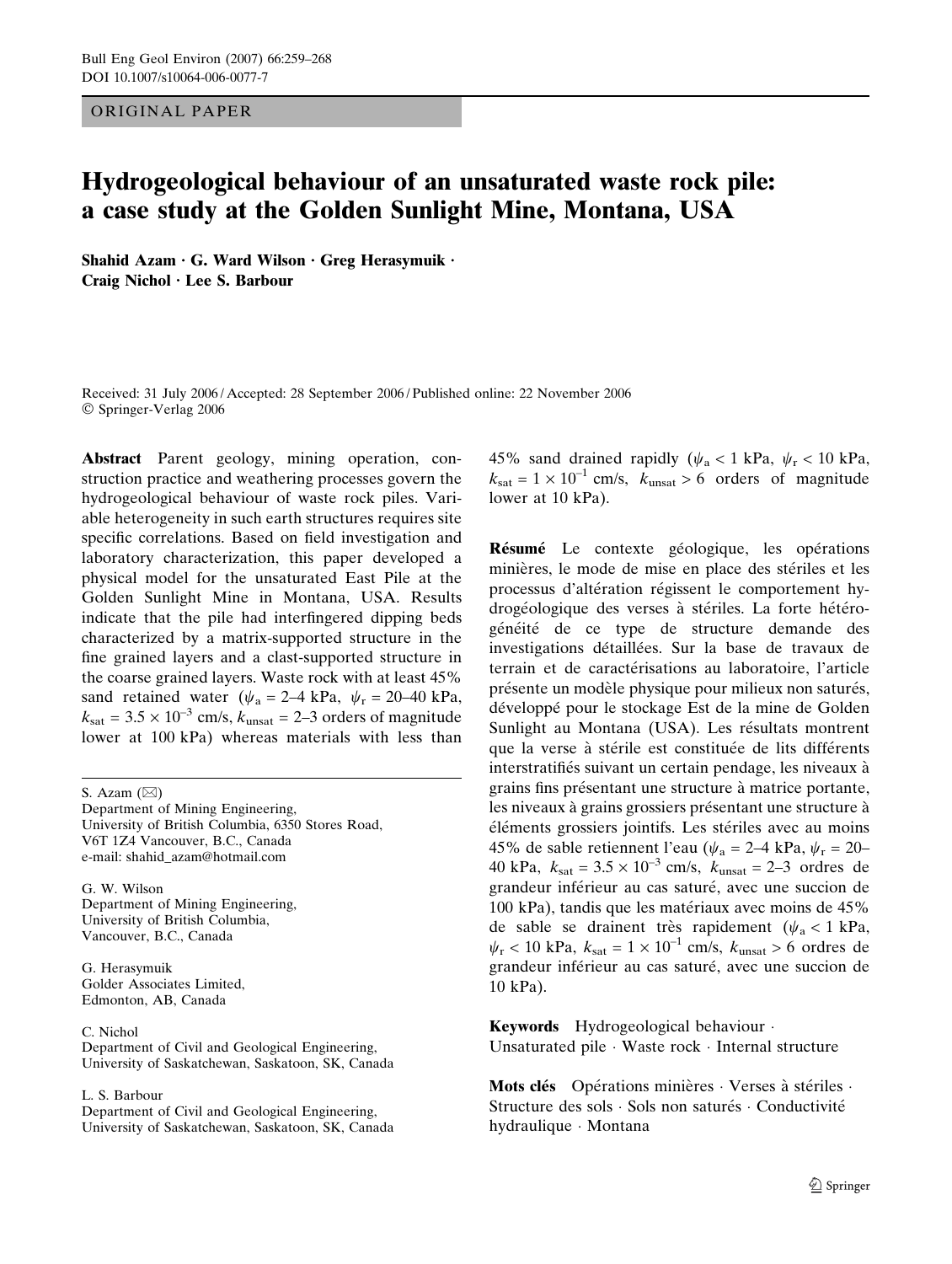ORIGINAL PAPER

# Hydrogeological behaviour of an unsaturated waste rock pile: a case study at the Golden Sunlight Mine, Montana, USA

**Shahid Azam · G. Ward Wilson · Greg Herasymuik · Craig Nichol · Lee S. Barbour**

Received: 31 July 2006 / Accepted: 28 September 2006 / Published online: 22 November 2006
© Springer-Verlag 2006

**Abstract** Parent geology, mining operation, construction practice and weathering processes govern the hydrogeological behaviour of waste rock piles. Variable heterogeneity in such earth structures requires site specific correlations. Based on field investigation and laboratory characterization, this paper developed a physical model for the unsaturated East Pile at the Golden Sunlight Mine in Montana, USA. Results indicate that the pile had interfingered dipping beds characterized by a matrix-supported structure in the fine grained layers and a clast-supported structure in the coarse grained layers. Waste rock with at least 45% sand retained water ($\psi_a$ = 2–4 kPa, $\psi_r$ = 20–40 kPa, $k_{sat} = 3.5 \times 10^{-3}$ cm/s, $k_{unsat}$ = 2–3 orders of magnitude lower at 100 kPa) whereas materials with less than 45% sand drained rapidly ($\psi_a$ < 1 kPa, $\psi_r$ < 10 kPa, $k_{sat} = 1 \times 10^{-1}$ cm/s, $k_{unsat}$ > 6 orders of magnitude lower at 10 kPa).

**Résumé** Le contexte géologique, les opérations minières, le mode de mise en place des stériles et les processus d'altération régissent le comportement hydrogéologique des verses à stériles. La forte hétérogénéité de ce type de structure demande des investigations détaillées. Sur la base de travaux de terrain et de caractérisations au laboratoire, l'article présente un modèle physique pour milieux non saturés, développé pour le stockage Est de la mine de Golden Sunlight au Montana (USA). Les résultats montrent que la verse à stérile est constituée de lits différents interstratifiés suivant un certain pendage, les niveaux à grains fins présentant une structure à matrice portante, les niveaux à grains grossiers présentant une structure à éléments grossiers jointifs. Les stériles avec au moins 45% de sable retiennent l'eau ($\psi_a$ = 2–4 kPa, $\psi_r$ = 20–40 kPa, $k_{sat} = 3.5 \times 10^{-3}$ cm/s, $k_{unsat}$ = 2–3 ordres de grandeur inférieur au cas saturé, avec une succion de 100 kPa), tandis que les matériaux avec moins de 45% de sable se drainent très rapidement ($\psi_a$ < 1 kPa, $\psi_r$ < 10 kPa, $k_{sat} = 1 \times 10^{-1}$ cm/s, $k_{unsat}$ > 6 ordres de grandeur inférieur au cas saturé, avec une succion de 10 kPa).

**Keywords** Hydrogeological behaviour · Unsaturated pile · Waste rock · Internal structure

**Mots clés** Opérations minières · Verses à stériles · Structure des sols · Sols non saturés · Conductivité hydraulique · Montana

S. Azam (✉)
Department of Mining Engineering,
University of British Columbia, 6350 Stores Road,
V6T 1Z4 Vancouver, B.C., Canada
e-mail: shahid_azam@hotmail.com

G. W. Wilson
Department of Mining Engineering,
University of British Columbia,
Vancouver, B.C., Canada

G. Herasymuik
Golder Associates Limited,
Edmonton, AB, Canada

C. Nichol
Department of Civil and Geological Engineering,
University of Saskatchewan, Saskatoon, SK, Canada

L. S. Barbour
Department of Civil and Geological Engineering,
University of Saskatchewan, Saskatoon, SK, Canada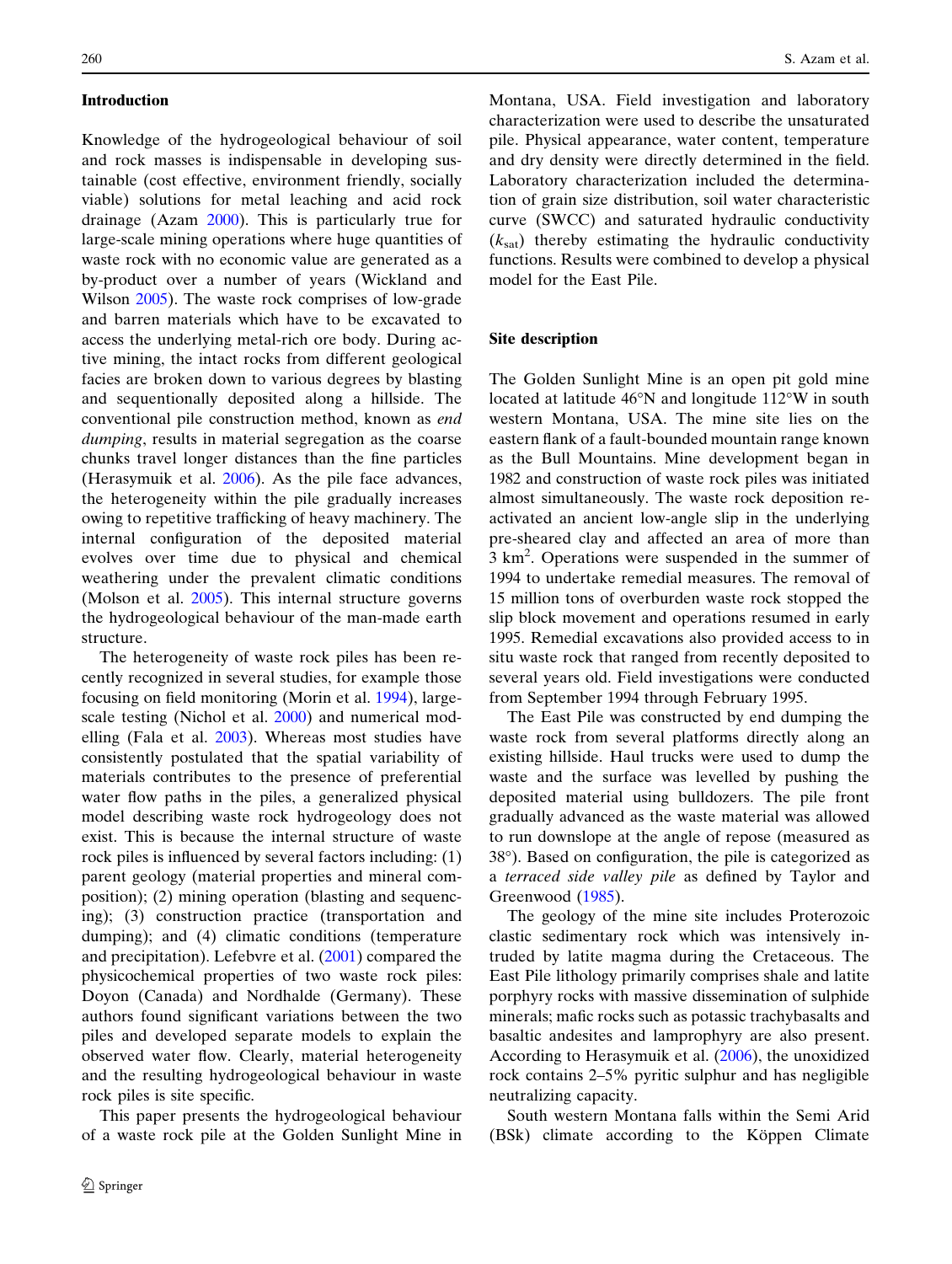## Introduction

Knowledge of the hydrogeological behaviour of soil and rock masses is indispensable in developing sustainable (cost effective, environment friendly, socially viable) solutions for metal leaching and acid rock drainage (Azam 2000). This is particularly true for large-scale mining operations where huge quantities of waste rock with no economic value are generated as a by-product over a number of years (Wickland and Wilson 2005). The waste rock comprises of low-grade and barren materials which have to be excavated to access the underlying metal-rich ore body. During active mining, the intact rocks from different geological facies are broken down to various degrees by blasting and sequentially deposited along a hillside. The conventional pile construction method, known as *end dumping*, results in material segregation as the coarse chunks travel longer distances than the fine particles (Herasymuik et al. 2006). As the pile face advances, the heterogeneity within the pile gradually increases owing to repetitive trafficking of heavy machinery. The internal configuration of the deposited material evolves over time due to physical and chemical weathering under the prevalent climatic conditions (Molson et al. 2005). This internal structure governs the hydrogeological behaviour of the man-made earth structure.

The heterogeneity of waste rock piles has been recently recognized in several studies, for example those focusing on field monitoring (Morin et al. 1994), large-scale testing (Nichol et al. 2000) and numerical modelling (Fala et al. 2003). Whereas most studies have consistently postulated that the spatial variability of materials contributes to the presence of preferential water flow paths in the piles, a generalized physical model describing waste rock hydrogeology does not exist. This is because the internal structure of waste rock piles is influenced by several factors including: (1) parent geology (material properties and mineral composition); (2) mining operation (blasting and sequencing); (3) construction practice (transportation and dumping); and (4) climatic conditions (temperature and precipitation). Lefebvre et al. (2001) compared the physicochemical properties of two waste rock piles: Doyon (Canada) and Nordhalde (Germany). These authors found significant variations between the two piles and developed separate models to explain the observed water flow. Clearly, material heterogeneity and the resulting hydrogeological behaviour in waste rock piles is site specific.

This paper presents the hydrogeological behaviour of a waste rock pile at the Golden Sunlight Mine in Montana, USA. Field investigation and laboratory characterization were used to describe the unsaturated pile. Physical appearance, water content, temperature and dry density were directly determined in the field. Laboratory characterization included the determination of grain size distribution, soil water characteristic curve (SWCC) and saturated hydraulic conductivity ($k_{sat}$) thereby estimating the hydraulic conductivity functions. Results were combined to develop a physical model for the East Pile.

## Site description

The Golden Sunlight Mine is an open pit gold mine located at latitude 46°N and longitude 112°W in south western Montana, USA. The mine site lies on the eastern flank of a fault-bounded mountain range known as the Bull Mountains. Mine development began in 1982 and construction of waste rock piles was initiated almost simultaneously. The waste rock deposition reactivated an ancient low-angle slip in the underlying pre-sheared clay and affected an area of more than 3 km$^2$. Operations were suspended in the summer of 1994 to undertake remedial measures. The removal of 15 million tons of overburden waste rock stopped the slip block movement and operations resumed in early 1995. Remedial excavations also provided access to in situ waste rock that ranged from recently deposited to several years old. Field investigations were conducted from September 1994 through February 1995.

The East Pile was constructed by end dumping the waste rock from several platforms directly along an existing hillside. Haul trucks were used to dump the waste and the surface was levelled by pushing the deposited material using bulldozers. The pile front gradually advanced as the waste material was allowed to run downslope at the angle of repose (measured as 38°). Based on configuration, the pile is categorized as a *terraced side valley pile* as defined by Taylor and Greenwood (1985).

The geology of the mine site includes Proterozoic clastic sedimentary rock which was intensively intruded by latite magma during the Cretaceous. The East Pile lithology primarily comprises shale and latite porphyry rocks with massive dissemination of sulphide minerals; mafic rocks such as potassic trachybasalts and basaltic andesites and lamprophyry are also present. According to Herasymuik et al. (2006), the unoxidized rock contains 2–5% pyritic sulphur and has negligible neutralizing capacity.

South western Montana falls within the Semi Arid (BSk) climate according to the Köppen Climate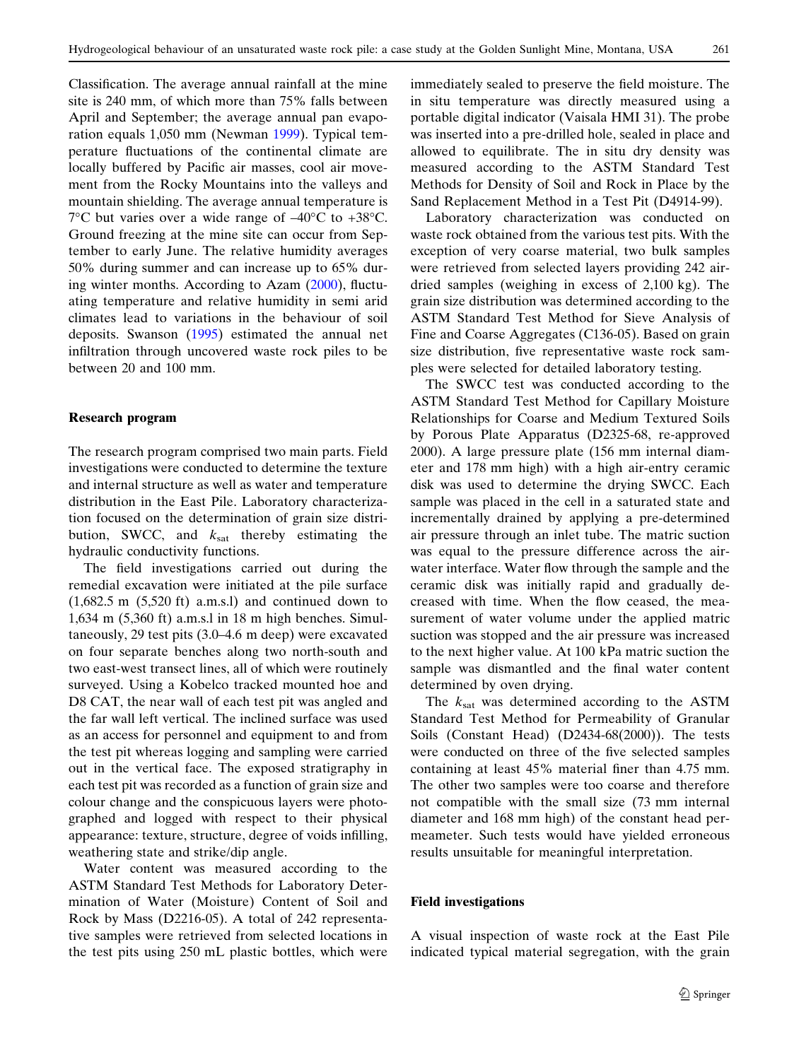Classification. The average annual rainfall at the mine site is 240 mm, of which more than 75% falls between April and September; the average annual pan evaporation equals 1,050 mm (Newman 1999). Typical temperature fluctuations of the continental climate are locally buffered by Pacific air masses, cool air movement from the Rocky Mountains into the valleys and mountain shielding. The average annual temperature is 7°C but varies over a wide range of –40°C to +38°C. Ground freezing at the mine site can occur from September to early June. The relative humidity averages 50% during summer and can increase up to 65% during winter months. According to Azam (2000), fluctuating temperature and relative humidity in semi arid climates lead to variations in the behaviour of soil deposits. Swanson (1995) estimated the annual net infiltration through uncovered waste rock piles to be between 20 and 100 mm.

## Research program

The research program comprised two main parts. Field investigations were conducted to determine the texture and internal structure as well as water and temperature distribution in the East Pile. Laboratory characterization focused on the determination of grain size distribution, SWCC, and $k_{sat}$ thereby estimating the hydraulic conductivity functions.

The field investigations carried out during the remedial excavation were initiated at the pile surface (1,682.5 m (5,520 ft) a.m.s.l) and continued down to 1,634 m (5,360 ft) a.m.s.l in 18 m high benches. Simultaneously, 29 test pits (3.0–4.6 m deep) were excavated on four separate benches along two north-south and two east-west transect lines, all of which were routinely surveyed. Using a Kobelco tracked mounted hoe and D8 CAT, the near wall of each test pit was angled and the far wall left vertical. The inclined surface was used as an access for personnel and equipment to and from the test pit whereas logging and sampling were carried out in the vertical face. The exposed stratigraphy in each test pit was recorded as a function of grain size and colour change and the conspicuous layers were photographed and logged with respect to their physical appearance: texture, structure, degree of voids infilling, weathering state and strike/dip angle.

Water content was measured according to the ASTM Standard Test Methods for Laboratory Determination of Water (Moisture) Content of Soil and Rock by Mass (D2216-05). A total of 242 representative samples were retrieved from selected locations in the test pits using 250 mL plastic bottles, which were immediately sealed to preserve the field moisture. The in situ temperature was directly measured using a portable digital indicator (Vaisala HMI 31). The probe was inserted into a pre-drilled hole, sealed in place and allowed to equilibrate. The in situ dry density was measured according to the ASTM Standard Test Methods for Density of Soil and Rock in Place by the Sand Replacement Method in a Test Pit (D4914-99).

Laboratory characterization was conducted on waste rock obtained from the various test pits. With the exception of very coarse material, two bulk samples were retrieved from selected layers providing 242 air-dried samples (weighing in excess of 2,100 kg). The grain size distribution was determined according to the ASTM Standard Test Method for Sieve Analysis of Fine and Coarse Aggregates (C136-05). Based on grain size distribution, five representative waste rock samples were selected for detailed laboratory testing.

The SWCC test was conducted according to the ASTM Standard Test Method for Capillary Moisture Relationships for Coarse and Medium Textured Soils by Porous Plate Apparatus (D2325-68, re-approved 2000). A large pressure plate (156 mm internal diameter and 178 mm high) with a high air-entry ceramic disk was used to determine the drying SWCC. Each sample was placed in the cell in a saturated state and incrementally drained by applying a pre-determined air pressure through an inlet tube. The matric suction was equal to the pressure difference across the air-water interface. Water flow through the sample and the ceramic disk was initially rapid and gradually decreased with time. When the flow ceased, the measurement of water volume under the applied matric suction was stopped and the air pressure was increased to the next higher value. At 100 kPa matric suction the sample was dismantled and the final water content determined by oven drying.

The $k_{sat}$ was determined according to the ASTM Standard Test Method for Permeability of Granular Soils (Constant Head) (D2434-68(2000)). The tests were conducted on three of the five selected samples containing at least 45% material finer than 4.75 mm. The other two samples were too coarse and therefore not compatible with the small size (73 mm internal diameter and 168 mm high) of the constant head permeameter. Such tests would have yielded erroneous results unsuitable for meaningful interpretation.

## Field investigations

A visual inspection of waste rock at the East Pile indicated typical material segregation, with the grain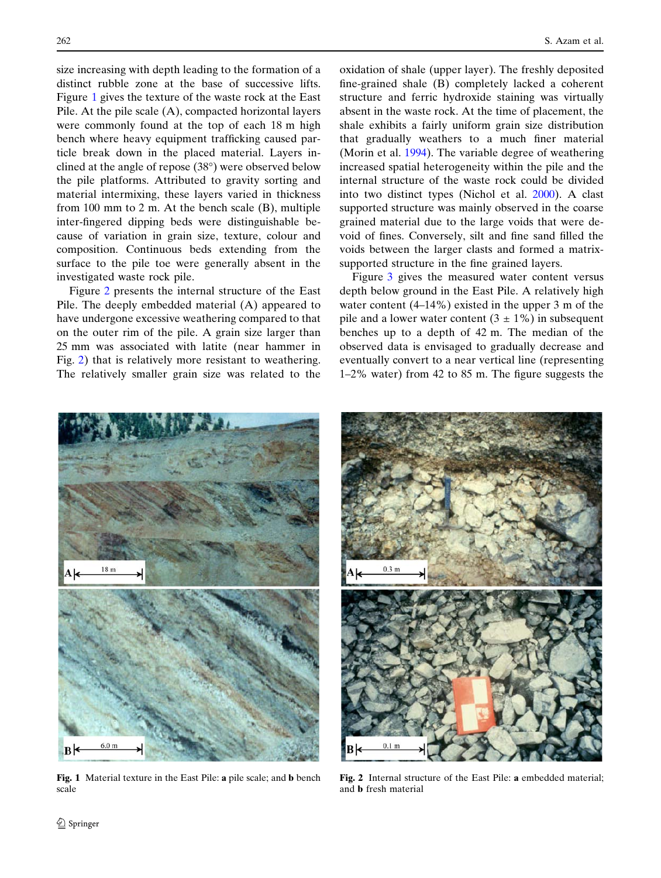size increasing with depth leading to the formation of a distinct rubble zone at the base of successive lifts. Figure 1 gives the texture of the waste rock at the East Pile. At the pile scale (A), compacted horizontal layers were commonly found at the top of each 18 m high bench where heavy equipment trafficking caused particle break down in the placed material. Layers inclined at the angle of repose (38°) were observed below the pile platforms. Attributed to gravity sorting and material intermixing, these layers varied in thickness from 100 mm to 2 m. At the bench scale (B), multiple inter-fingered dipping beds were distinguishable because of variation in grain size, texture, colour and composition. Continuous beds extending from the surface to the pile toe were generally absent in the investigated waste rock pile.

Figure 2 presents the internal structure of the East Pile. The deeply embedded material (A) appeared to have undergone excessive weathering compared to that on the outer rim of the pile. A grain size larger than 25 mm was associated with latite (near hammer in Fig. 2) that is relatively more resistant to weathering. The relatively smaller grain size was related to the oxidation of shale (upper layer). The freshly deposited fine-grained shale (B) completely lacked a coherent structure and ferric hydroxide staining was virtually absent in the waste rock. At the time of placement, the shale exhibits a fairly uniform grain size distribution that gradually weathers to a much finer material (Morin et al. 1994). The variable degree of weathering increased spatial heterogeneity within the pile and the internal structure of the waste rock could be divided into two distinct types (Nichol et al. 2000). A clast supported structure was mainly observed in the coarse grained material due to the large voids that were devoid of fines. Conversely, silt and fine sand filled the voids between the larger clasts and formed a matrix-supported structure in the fine grained layers.

Figure 3 gives the measured water content versus depth below ground in the East Pile. A relatively high water content (4–14%) existed in the upper 3 m of the pile and a lower water content ($3 \pm 1\%$) in subsequent benches up to a depth of 42 m. The median of the observed data is envisaged to gradually decrease and eventually convert to a near vertical line (representing 1–2% water) from 42 to 85 m. The figure suggests the

**Fig. 1** Material texture in the East Pile: **a** pile scale; and **b** bench scale

**Fig. 2** Internal structure of the East Pile: **a** embedded material; and **b** fresh material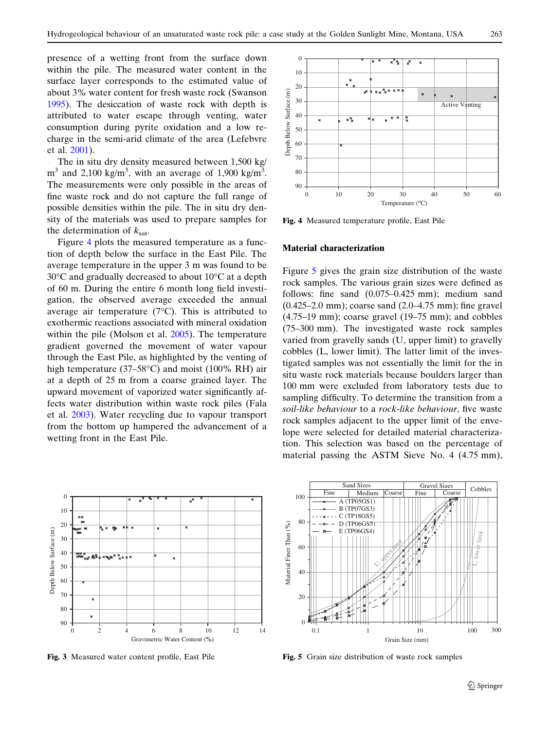presence of a wetting front from the surface down within the pile. The measured water content in the surface layer corresponds to the estimated value of about 3% water content for fresh waste rock (Swanson 1995). The desiccation of waste rock with depth is attributed to water escape through venting, water consumption during pyrite oxidation and a low recharge in the semi-arid climate of the area (Lefebvre et al. 2001).

The in situ dry density measured between 1,500 kg/m$^3$ and 2,100 kg/m$^3$, with an average of 1,900 kg/m$^3$. The measurements were only possible in the areas of fine waste rock and do not capture the full range of possible densities within the pile. The in situ density of the materials was used to prepare samples for the determination of $k_{sat}$.

Figure 4 plots the measured temperature as a function of depth below the surface in the East Pile. The average temperature in the upper 3 m was found to be 30°C and gradually decreased to about 10°C at a depth of 60 m. During the entire 6 month long field investigation, the observed average exceeded the annual average air temperature (7°C). This is attributed to exothermic reactions associated with mineral oxidation within the pile (Molson et al. 2005). The temperature gradient governed the movement of water vapour through the East Pile, as highlighted by the venting of high temperature (37–58°C) and moist (100% RH) air at a depth of 25 m from a coarse grained layer. The upward movement of vaporized water significantly affects water distribution within waste rock piles (Fala et al. 2003). Water recycling due to vapour transport from the bottom up hampered the advancement of a wetting front in the East Pile.

**Fig. 4** Measured temperature profile, East Pile

## Material characterization

Figure 5 gives the grain size distribution of the waste rock samples. The various grain sizes were defined as follows: fine sand (0.075–0.425 mm); medium sand (0.425–2.0 mm); coarse sand (2.0–4.75 mm); fine gravel (4.75–19 mm); coarse gravel (19–75 mm); and cobbles (75–300 mm). The investigated waste rock samples varied from gravelly sands (U, upper limit) to gravelly cobbles (L, lower limit). The latter limit of the investigated samples was not essentially the limit for the in situ waste rock materials because boulders larger than 100 mm were excluded from laboratory tests due to sampling difficulty. To determine the transition from a *soil-like behaviour* to a *rock-like behaviour*, five waste rock samples adjacent to the upper limit of the envelope were selected for detailed material characterization. This selection was based on the percentage of material passing the ASTM Sieve No. 4 (4.75 mm),

**Fig. 3** Measured water content profile, East Pile

**Fig. 5** Grain size distribution of waste rock samples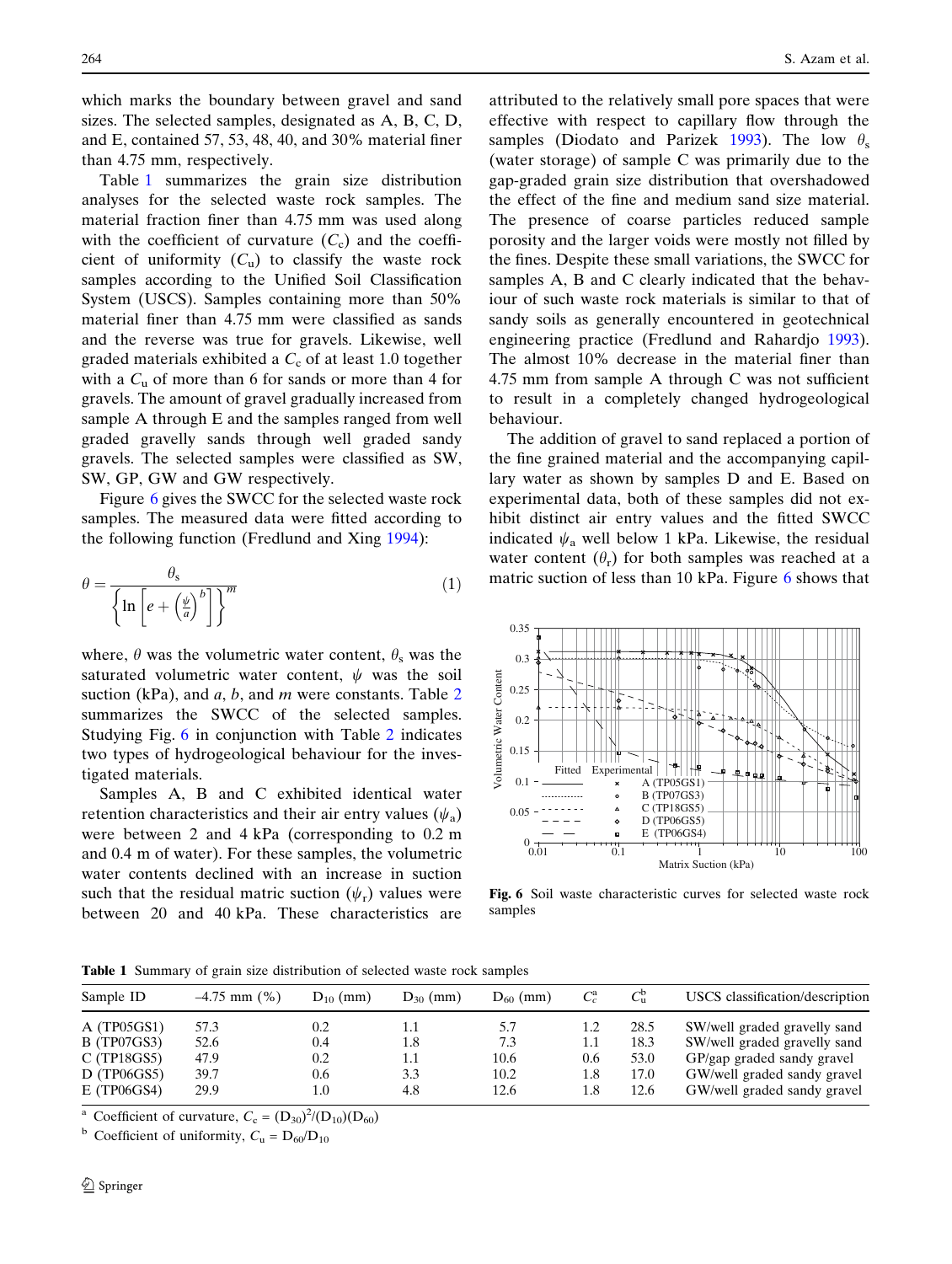which marks the boundary between gravel and sand sizes. The selected samples, designated as A, B, C, D, and E, contained 57, 53, 48, 40, and 30% material finer than 4.75 mm, respectively.

Table 1 summarizes the grain size distribution analyses for the selected waste rock samples. The material fraction finer than 4.75 mm was used along with the coefficient of curvature ($C_c$) and the coefficient of uniformity ($C_u$) to classify the waste rock samples according to the Unified Soil Classification System (USCS). Samples containing more than 50% material finer than 4.75 mm were classified as sands and the reverse was true for gravels. Likewise, well graded materials exhibited a $C_c$ of at least 1.0 together with a $C_u$ of more than 6 for sands or more than 4 for gravels. The amount of gravel gradually increased from sample A through E and the samples ranged from well graded gravelly sands through well graded sandy gravels. The selected samples were classified as SW, SW, GP, GW and GW respectively.

Figure 6 gives the SWCC for the selected waste rock samples. The measured data were fitted according to the following function (Fredlund and Xing 1994):

$$\theta = \frac{\theta_s}{\left\{ \ln\left[ e + \left(\frac{\psi}{a}\right)^b \right] \right\}^m} \tag{1}$$

where, $\theta$ was the volumetric water content, $\theta_s$ was the saturated volumetric water content, $\psi$ was the soil suction (kPa), and $a$, $b$, and $m$ were constants. Table 2 summarizes the SWCC of the selected samples. Studying Fig. 6 in conjunction with Table 2 indicates two types of hydrogeological behaviour for the investigated materials.

Samples A, B and C exhibited identical water retention characteristics and their air entry values ($\psi_a$) were between 2 and 4 kPa (corresponding to 0.2 m and 0.4 m of water). For these samples, the volumetric water contents declined with an increase in suction such that the residual matric suction ($\psi_r$) values were between 20 and 40 kPa. These characteristics are attributed to the relatively small pore spaces that were effective with respect to capillary flow through the samples (Diodato and Parizek 1993). The low $\theta_s$ (water storage) of sample C was primarily due to the gap-graded grain size distribution that overshadowed the effect of the fine and medium sand size material. The presence of coarse particles reduced sample porosity and the larger voids were mostly not filled by the fines. Despite these small variations, the SWCC for samples A, B and C clearly indicated that the behaviour of such waste rock materials is similar to that of sandy soils as generally encountered in geotechnical engineering practice (Fredlund and Rahardjo 1993). The almost 10% decrease in the material finer than 4.75 mm from sample A through C was not sufficient to result in a completely changed hydrogeological behaviour.

The addition of gravel to sand replaced a portion of the fine grained material and the accompanying capillary water as shown by samples D and E. Based on experimental data, both of these samples did not exhibit distinct air entry values and the fitted SWCC indicated $\psi_a$ well below 1 kPa. Likewise, the residual water content ($\theta_r$) for both samples was reached at a matric suction of less than 10 kPa. Figure 6 shows that

**Fig. 6** Soil waste characteristic curves for selected waste rock samples

**Table 1** Summary of grain size distribution of selected waste rock samples

| Sample ID | –4.75 mm (%) | $D_{10}$ (mm) | $D_{30}$ (mm) | $D_{60}$ (mm) | $C_c^a$ | $C_u^b$ | USCS classification/description |
|---|---|---|---|---|---|---|---|
| A (TP05GS1) | 57.3 | 0.2 | 1.1 | 5.7 | 1.2 | 28.5 | SW/well graded gravelly sand |
| B (TP07GS3) | 52.6 | 0.4 | 1.8 | 7.3 | 1.1 | 18.3 | SW/well graded gravelly sand |
| C (TP18GS5) | 47.9 | 0.2 | 1.1 | 10.6 | 0.6 | 53.0 | GP/gap graded sandy gravel |
| D (TP06GS5) | 39.7 | 0.6 | 3.3 | 10.2 | 1.8 | 17.0 | GW/well graded sandy gravel |
| E (TP06GS4) | 29.9 | 1.0 | 4.8 | 12.6 | 1.8 | 12.6 | GW/well graded sandy gravel |

[a] Coefficient of curvature, $C_c = (D_{30})^2/(D_{10})(D_{60})$

[b] Coefficient of uniformity, $C_u = D_{60}/D_{10}$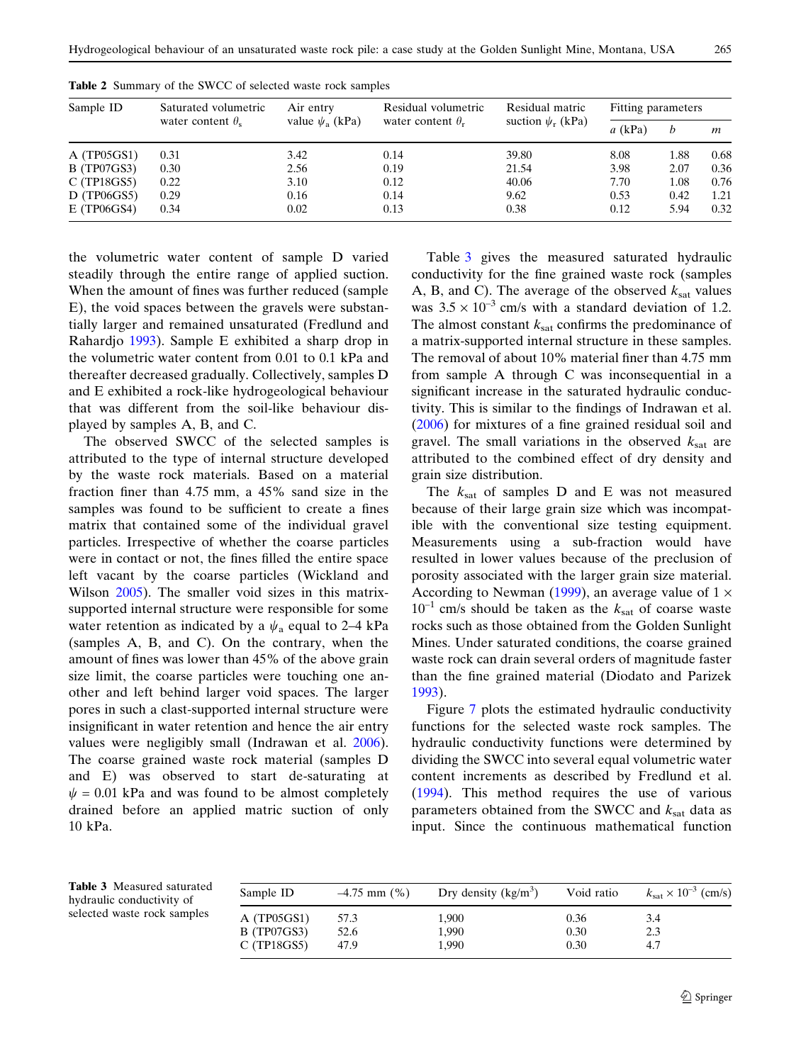**Table 2** Summary of the SWCC of selected waste rock samples

| Sample ID | Saturated volumetric water content $\theta_s$ | Air entry value $\psi_a$ (kPa) | Residual volumetric water content $\theta_r$ | Residual matric suction $\psi_r$ (kPa) | Fitting parameters | | |
|---|---|---|---|---|---|---|---|
| | | | | | $a$ (kPa) | $b$ | $m$ |
| A (TP05GS1) | 0.31 | 3.42 | 0.14 | 39.80 | 8.08 | 1.88 | 0.68 |
| B (TP07GS3) | 0.30 | 2.56 | 0.19 | 21.54 | 3.98 | 2.07 | 0.36 |
| C (TP18GS5) | 0.22 | 3.10 | 0.12 | 40.06 | 7.70 | 1.08 | 0.76 |
| D (TP06GS5) | 0.29 | 0.16 | 0.14 | 9.62 | 0.53 | 0.42 | 1.21 |
| E (TP06GS4) | 0.34 | 0.02 | 0.13 | 0.38 | 0.12 | 5.94 | 0.32 |

the volumetric water content of sample D varied steadily through the entire range of applied suction. When the amount of fines was further reduced (sample E), the void spaces between the gravels were substantially larger and remained unsaturated (Fredlund and Rahardjo 1993). Sample E exhibited a sharp drop in the volumetric water content from 0.01 to 0.1 kPa and thereafter decreased gradually. Collectively, samples D and E exhibited a rock-like hydrogeological behaviour that was different from the soil-like behaviour displayed by samples A, B, and C.

The observed SWCC of the selected samples is attributed to the type of internal structure developed by the waste rock materials. Based on a material fraction finer than 4.75 mm, a 45% sand size in the samples was found to be sufficient to create a fines matrix that contained some of the individual gravel particles. Irrespective of whether the coarse particles were in contact or not, the fines filled the entire space left vacant by the coarse particles (Wickland and Wilson 2005). The smaller void sizes in this matrix-supported internal structure were responsible for some water retention as indicated by a $\psi_a$ equal to 2–4 kPa (samples A, B, and C). On the contrary, when the amount of fines was lower than 45% of the above grain size limit, the coarse particles were touching one another and left behind larger void spaces. The larger pores in such a clast-supported internal structure were insignificant in water retention and hence the air entry values were negligibly small (Indrawan et al. 2006). The coarse grained waste rock material (samples D and E) was observed to start de-saturating at $\psi = 0.01$ kPa and was found to be almost completely drained before an applied matric suction of only 10 kPa.

Table 3 gives the measured saturated hydraulic conductivity for the fine grained waste rock (samples A, B, and C). The average of the observed $k_{sat}$ values was $3.5 \times 10^{-3}$ cm/s with a standard deviation of 1.2. The almost constant $k_{sat}$ confirms the predominance of a matrix-supported internal structure in these samples. The removal of about 10% material finer than 4.75 mm from sample A through C was inconsequential in a significant increase in the saturated hydraulic conductivity. This is similar to the findings of Indrawan et al. (2006) for mixtures of a fine grained residual soil and gravel. The small variations in the observed $k_{sat}$ are attributed to the combined effect of dry density and grain size distribution.

The $k_{sat}$ of samples D and E was not measured because of their large grain size which was incompatible with the conventional size testing equipment. Measurements using a sub-fraction would have resulted in lower values because of the preclusion of porosity associated with the larger grain size material. According to Newman (1999), an average value of $1 \times 10^{-1}$ cm/s should be taken as the $k_{sat}$ of coarse waste rocks such as those obtained from the Golden Sunlight Mines. Under saturated conditions, the coarse grained waste rock can drain several orders of magnitude faster than the fine grained material (Diodato and Parizek 1993).

Figure 7 plots the estimated hydraulic conductivity functions for the selected waste rock samples. The hydraulic conductivity functions were determined by dividing the SWCC into several equal volumetric water content increments as described by Fredlund et al. (1994). This method requires the use of various parameters obtained from the SWCC and $k_{sat}$ data as input. Since the continuous mathematical function

**Table 3** Measured saturated hydraulic conductivity of selected waste rock samples

| Sample ID | –4.75 mm (%) | Dry density (kg/m$^3$) | Void ratio | $k_{sat} \times 10^{-3}$ (cm/s) |
|---|---|---|---|---|
| A (TP05GS1) | 57.3 | 1,900 | 0.36 | 3.4 |
| B (TP07GS3) | 52.6 | 1,990 | 0.30 | 2.3 |
| C (TP18GS5) | 47.9 | 1,990 | 0.30 | 4.7 |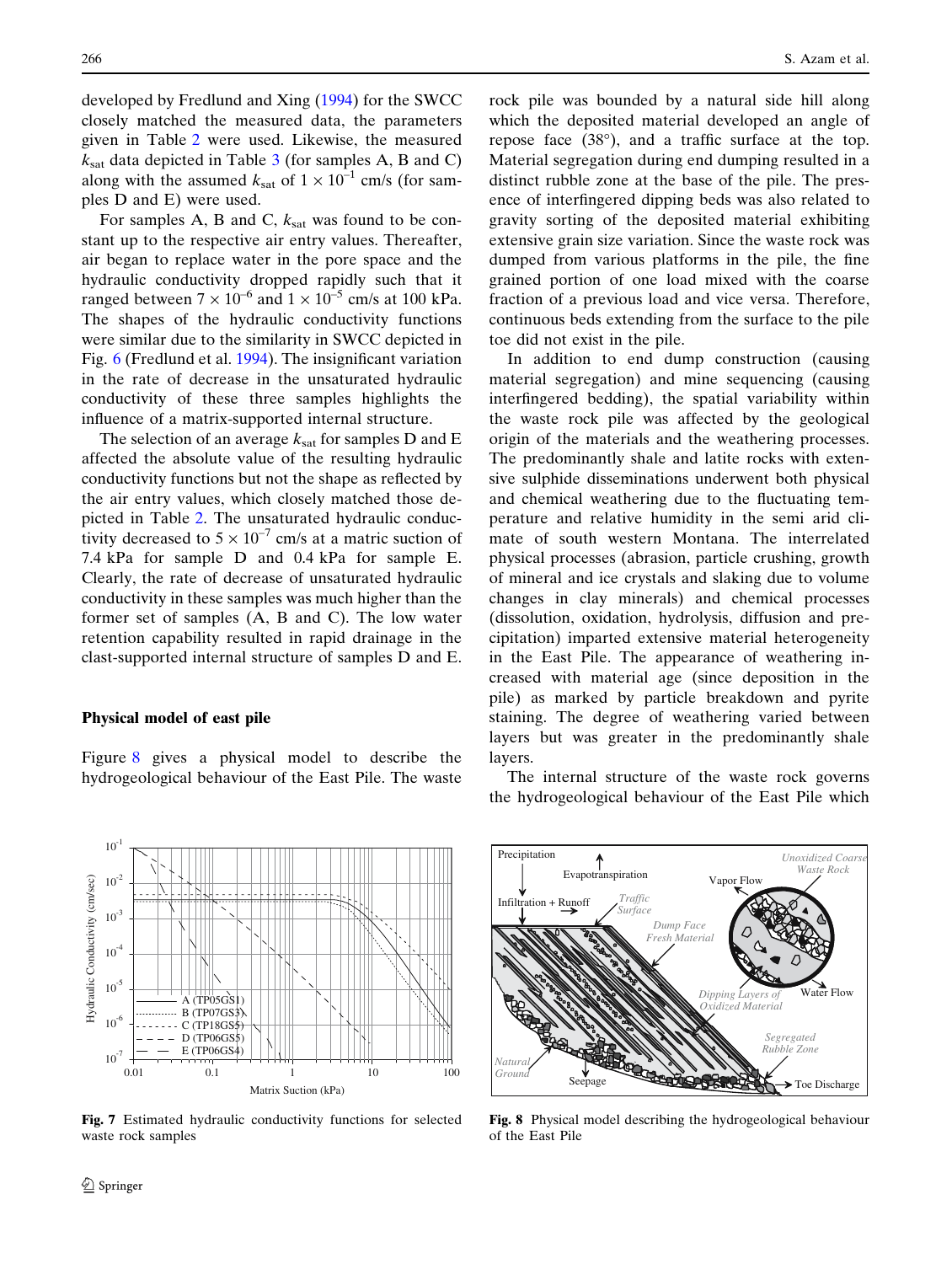developed by Fredlund and Xing (1994) for the SWCC closely matched the measured data, the parameters given in Table 2 were used. Likewise, the measured $k_{sat}$ data depicted in Table 3 (for samples A, B and C) along with the assumed $k_{sat}$ of $1 \times 10^{-1}$ cm/s (for samples D and E) were used.

For samples A, B and C, $k_{sat}$ was found to be constant up to the respective air entry values. Thereafter, air began to replace water in the pore space and the hydraulic conductivity dropped rapidly such that it ranged between $7 \times 10^{-6}$ and $1 \times 10^{-5}$ cm/s at 100 kPa. The shapes of the hydraulic conductivity functions were similar due to the similarity in SWCC depicted in Fig. 6 (Fredlund et al. 1994). The insignificant variation in the rate of decrease in the unsaturated hydraulic conductivity of these three samples highlights the influence of a matrix-supported internal structure.

The selection of an average $k_{sat}$ for samples D and E affected the absolute value of the resulting hydraulic conductivity functions but not the shape as reflected by the air entry values, which closely matched those depicted in Table 2. The unsaturated hydraulic conductivity decreased to $5 \times 10^{-7}$ cm/s at a matric suction of 7.4 kPa for sample D and 0.4 kPa for sample E. Clearly, the rate of decrease of unsaturated hydraulic conductivity in these samples was much higher than the former set of samples (A, B and C). The low water retention capability resulted in rapid drainage in the clast-supported internal structure of samples D and E.

## Physical model of east pile

Figure 8 gives a physical model to describe the hydrogeological behaviour of the East Pile. The waste rock pile was bounded by a natural side hill along which the deposited material developed an angle of repose face (38°), and a traffic surface at the top. Material segregation during end dumping resulted in a distinct rubble zone at the base of the pile. The presence of interfingered dipping beds was also related to gravity sorting of the deposited material exhibiting extensive grain size variation. Since the waste rock was dumped from various platforms in the pile, the fine grained portion of one load mixed with the coarse fraction of a previous load and vice versa. Therefore, continuous beds extending from the surface to the pile toe did not exist in the pile.

In addition to end dump construction (causing material segregation) and mine sequencing (causing interfingered bedding), the spatial variability within the waste rock pile was affected by the geological origin of the materials and the weathering processes. The predominantly shale and latite rocks with extensive sulphide disseminations underwent both physical and chemical weathering due to the fluctuating temperature and relative humidity in the semi arid climate of south western Montana. The interrelated physical processes (abrasion, particle crushing, growth of mineral and ice crystals and slaking due to volume changes in clay minerals) and chemical processes (dissolution, oxidation, hydrolysis, diffusion and precipitation) imparted extensive material heterogeneity in the East Pile. The appearance of weathering increased with material age (since deposition in the pile) as marked by particle breakdown and pyrite staining. The degree of weathering varied between layers but was greater in the predominantly shale layers.

The internal structure of the waste rock governs the hydrogeological behaviour of the East Pile which

**Fig. 7** Estimated hydraulic conductivity functions for selected waste rock samples

**Fig. 8** Physical model describing the hydrogeological behaviour of the East Pile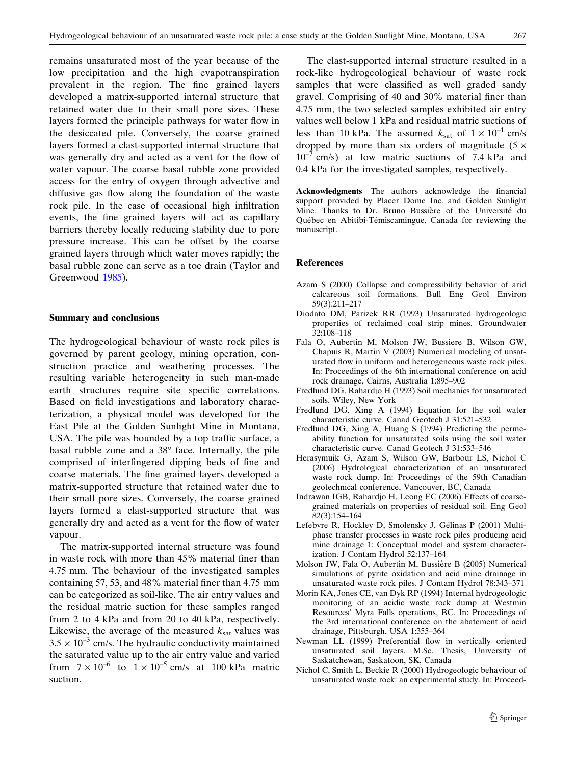remains unsaturated most of the year because of the low precipitation and the high evapotranspiration prevalent in the region. The fine grained layers developed a matrix-supported internal structure that retained water due to their small pore sizes. These layers formed the principle pathways for water flow in the desiccated pile. Conversely, the coarse grained layers formed a clast-supported internal structure that was generally dry and acted as a vent for the flow of water vapour. The coarse basal rubble zone provided access for the entry of oxygen through advective and diffusive gas flow along the foundation of the waste rock pile. In the case of occasional high infiltration events, the fine grained layers will act as capillary barriers thereby locally reducing stability due to pore pressure increase. This can be offset by the coarse grained layers through which water moves rapidly; the basal rubble zone can serve as a toe drain (Taylor and Greenwood 1985).

## Summary and conclusions

The hydrogeological behaviour of waste rock piles is governed by parent geology, mining operation, construction practice and weathering processes. The resulting variable heterogeneity in such man-made earth structures require site specific correlations. Based on field investigations and laboratory characterization, a physical model was developed for the East Pile at the Golden Sunlight Mine in Montana, USA. The pile was bounded by a top traffic surface, a basal rubble zone and a 38° face. Internally, the pile comprised of interfingered dipping beds of fine and coarse materials. The fine grained layers developed a matrix-supported structure that retained water due to their small pore sizes. Conversely, the coarse grained layers formed a clast-supported structure that was generally dry and acted as a vent for the flow of water vapour.

The matrix-supported internal structure was found in waste rock with more than 45% material finer than 4.75 mm. The behaviour of the investigated samples containing 57, 53, and 48% material finer than 4.75 mm can be categorized as soil-like. The air entry values and the residual matric suction for these samples ranged from 2 to 4 kPa and from 20 to 40 kPa, respectively. Likewise, the average of the measured $k_{sat}$ values was $3.5 \times 10^{-3}$ cm/s. The hydraulic conductivity maintained the saturated value up to the air entry value and varied from $7 \times 10^{-6}$ to $1 \times 10^{-5}$ cm/s at 100 kPa matric suction.

The clast-supported internal structure resulted in a rock-like hydrogeological behaviour of waste rock samples that were classified as well graded sandy gravel. Comprising of 40 and 30% material finer than 4.75 mm, the two selected samples exhibited air entry values well below 1 kPa and residual matric suctions of less than 10 kPa. The assumed $k_{sat}$ of $1 \times 10^{-1}$ cm/s dropped by more than six orders of magnitude ($5 \times 10^{-7}$ cm/s) at low matric suctions of 7.4 kPa and 0.4 kPa for the investigated samples, respectively.

**Acknowledgments** The authors acknowledge the financial support provided by Placer Dome Inc. and Golden Sunlight Mine. Thanks to Dr. Bruno Bussière of the Université du Québec en Abitibi-Témiscamingue, Canada for reviewing the manuscript.

## References

Azam S (2000) Collapse and compressibility behavior of arid calcareous soil formations. Bull Eng Geol Environ 59(3):211–217

Diodato DM, Parizek RR (1993) Unsaturated hydrogeologic properties of reclaimed coal strip mines. Groundwater 32:108–118

Fala O, Aubertin M, Molson JW, Bussiere B, Wilson GW, Chapuis R, Martin V (2003) Numerical modeling of unsaturated flow in uniform and heterogeneous waste rock piles. In: Proceedings of the 6th international conference on acid rock drainage, Cairns, Australia 1:895–902

Fredlund DG, Rahardjo H (1993) Soil mechanics for unsaturated soils. Wiley, New York

Fredlund DG, Xing A (1994) Equation for the soil water characteristic curve. Canad Geotech J 31:521–532

Fredlund DG, Xing A, Huang S (1994) Predicting the permeability function for unsaturated soils using the soil water characteristic curve. Canad Geotech J 31:533–546

Herasymuik G, Azam S, Wilson GW, Barbour LS, Nichol C (2006) Hydrological characterization of an unsaturated waste rock dump. In: Proceedings of the 59th Canadian geotechnical conference, Vancouver, BC, Canada

Indrawan IGB, Rahardjo H, Leong EC (2006) Effects of coarse-grained materials on properties of residual soil. Eng Geol 82(3):154–164

Lefebvre R, Hockley D, Smolensky J, Gélinas P (2001) Multiphase transfer processes in waste rock piles producing acid mine drainage 1: Conceptual model and system characterization. J Contam Hydrol 52:137–164

Molson JW, Fala O, Aubertin M, Bussière B (2005) Numerical simulations of pyrite oxidation and acid mine drainage in unsaturated waste rock piles. J Contam Hydrol 78:343–371

Morin KA, Jones CE, van Dyk RP (1994) Internal hydrogeologic monitoring of an acidic waste rock dump at Westmin Resources' Myra Falls operations, BC. In: Proceedings of the 3rd international conference on the abatement of acid drainage, Pittsburgh, USA 1:355–364

Newman LL (1999) Preferential flow in vertically oriented unsaturated soil layers. M.Sc. Thesis, University of Saskatchewan, Saskatoon, SK, Canada

Nichol C, Smith L, Beckie R (2000) Hydrogeologic behaviour of unsaturated waste rock: an experimental study. In: Proceed-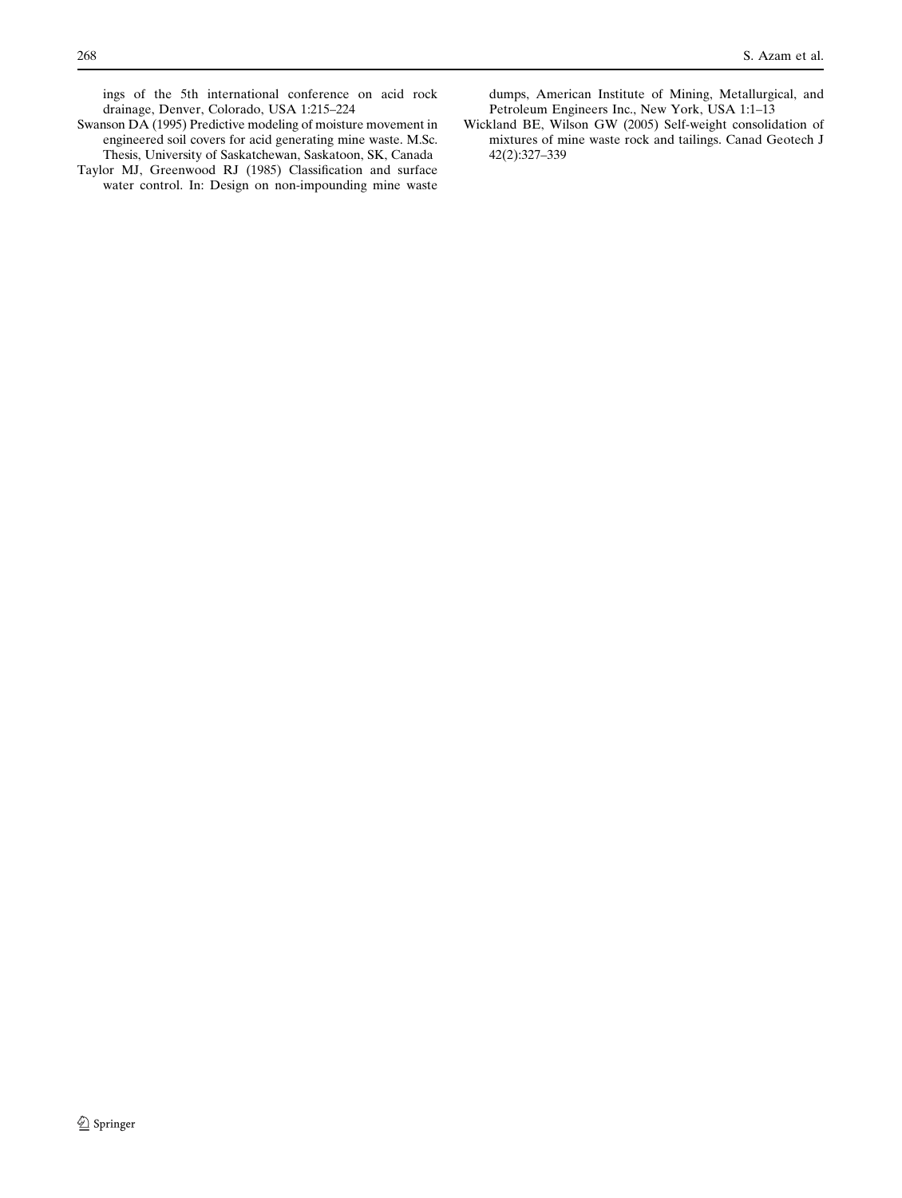ings of the 5th international conference on acid rock drainage, Denver, Colorado, USA 1:215–224

Swanson DA (1995) Predictive modeling of moisture movement in engineered soil covers for acid generating mine waste. M.Sc. Thesis, University of Saskatchewan, Saskatoon, SK, Canada

Taylor MJ, Greenwood RJ (1985) Classification and surface water control. In: Design on non-impounding mine waste dumps, American Institute of Mining, Metallurgical, and Petroleum Engineers Inc., New York, USA 1:1–13

Wickland BE, Wilson GW (2005) Self-weight consolidation of mixtures of mine waste rock and tailings. Canad Geotech J 42(2):327–339